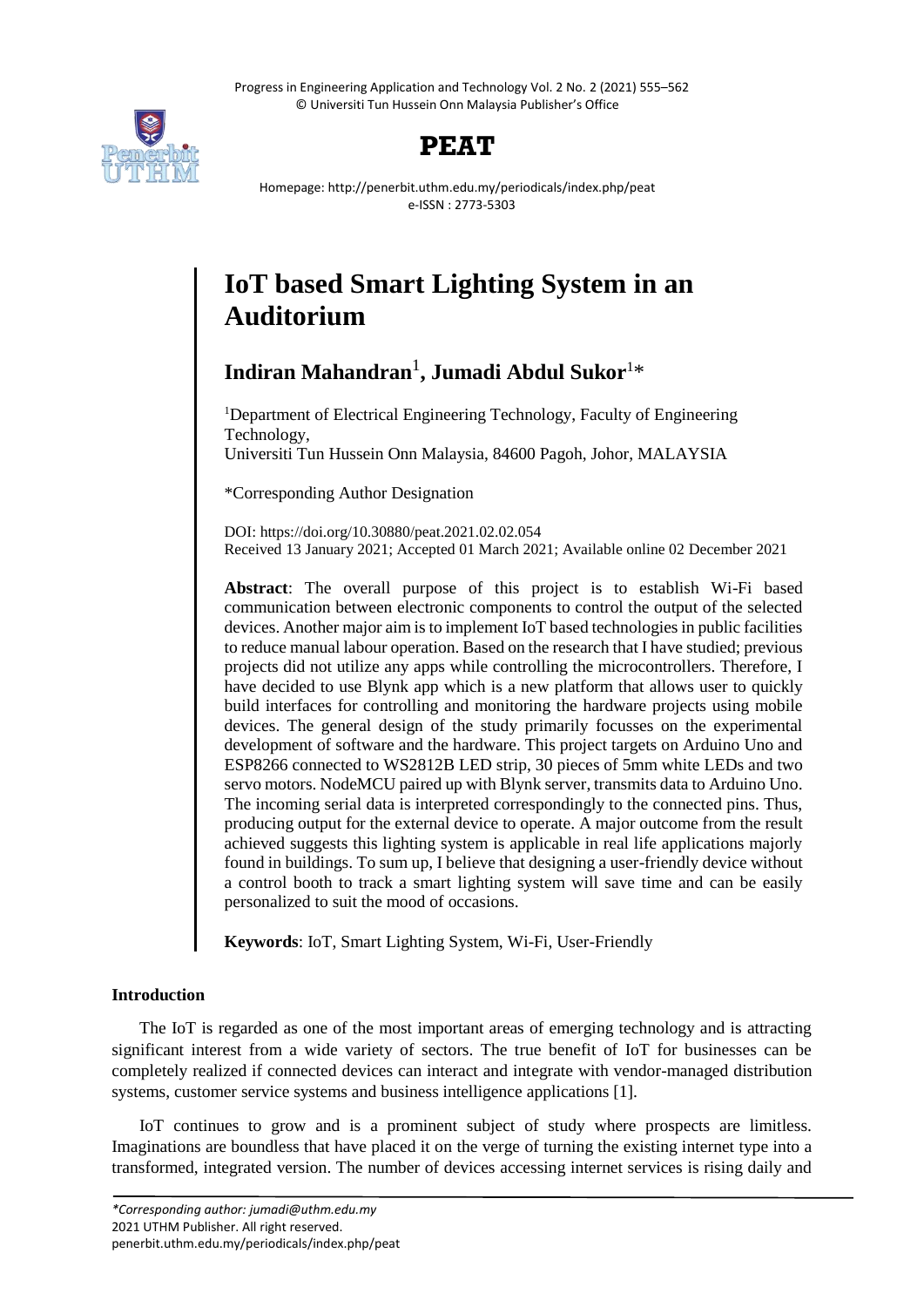# IoT based Smart Lighting System in an Auditorium

**Indiran Mahandran**[1], **Jumadi Abdul Sukor**[1]*

[1]Department of Electrical Engineering Technology, Faculty of Engineering Technology,
Universiti Tun Hussein Onn Malaysia, 84600 Pagoh, Johor, MALAYSIA

*Corresponding Author Designation

DOI: https://doi.org/10.30880/peat.2021.02.02.054
Received 13 January 2021; Accepted 01 March 2021; Available online 02 December 2021

**Abstract**: The overall purpose of this project is to establish Wi-Fi based communication between electronic components to control the output of the selected devices. Another major aim is to implement IoT based technologies in public facilities to reduce manual labour operation. Based on the research that I have studied; previous projects did not utilize any apps while controlling the microcontrollers. Therefore, I have decided to use Blynk app which is a new platform that allows user to quickly build interfaces for controlling and monitoring the hardware projects using mobile devices. The general design of the study primarily focusses on the experimental development of software and the hardware. This project targets on Arduino Uno and ESP8266 connected to WS2812B LED strip, 30 pieces of 5mm white LEDs and two servo motors. NodeMCU paired up with Blynk server, transmits data to Arduino Uno. The incoming serial data is interpreted correspondingly to the connected pins. Thus, producing output for the external device to operate. A major outcome from the result achieved suggests this lighting system is applicable in real life applications majorly found in buildings. To sum up, I believe that designing a user-friendly device without a control booth to track a smart lighting system will save time and can be easily personalized to suit the mood of occasions.

**Keywords**: IoT, Smart Lighting System, Wi-Fi, User-Friendly

## Introduction

The IoT is regarded as one of the most important areas of emerging technology and is attracting significant interest from a wide variety of sectors. The true benefit of IoT for businesses can be completely realized if connected devices can interact and integrate with vendor-managed distribution systems, customer service systems and business intelligence applications [1].

IoT continues to grow and is a prominent subject of study where prospects are limitless. Imaginations are boundless that have placed it on the verge of turning the existing internet type into a transformed, integrated version. The number of devices accessing internet services is rising daily and

*Corresponding author: jumadi@uthm.edu.my
2021 UTHM Publisher. All right reserved.
penerbit.uthm.edu.my/periodicals/index.php/peat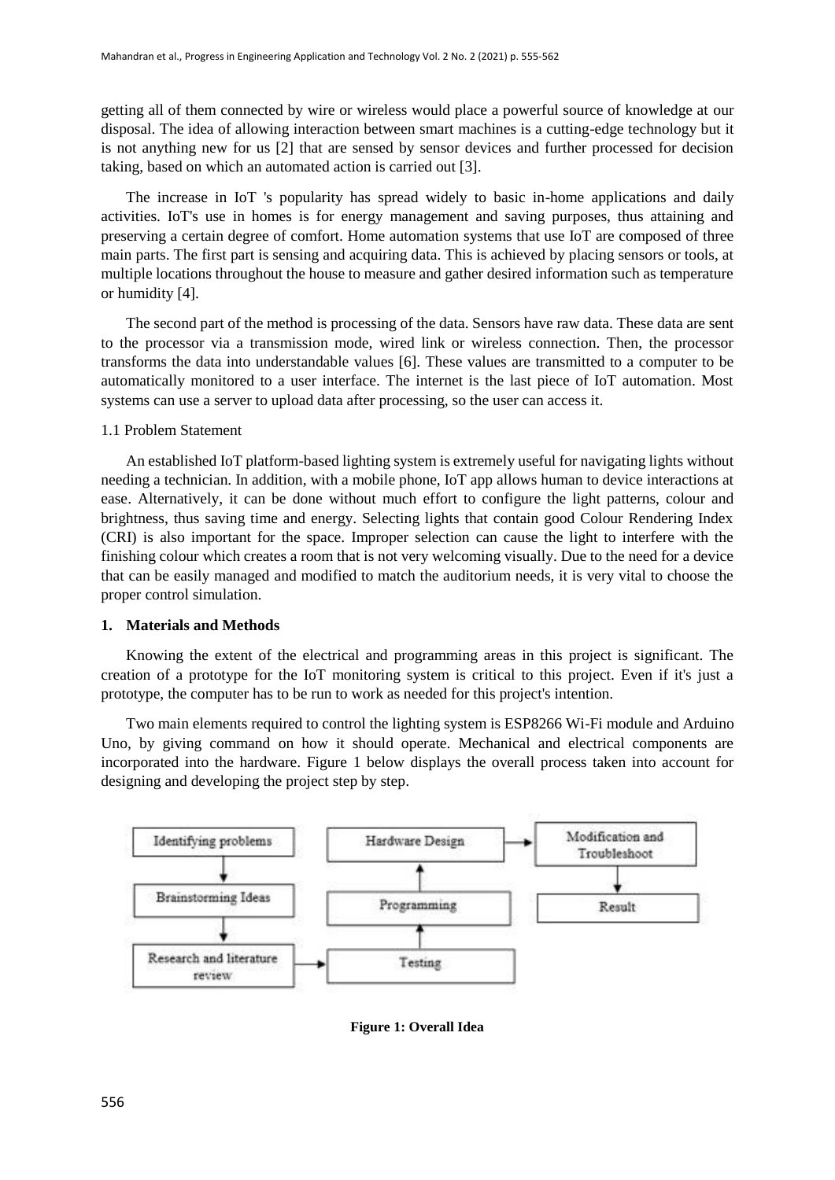getting all of them connected by wire or wireless would place a powerful source of knowledge at our disposal. The idea of allowing interaction between smart machines is a cutting-edge technology but it is not anything new for us [2] that are sensed by sensor devices and further processed for decision taking, based on which an automated action is carried out [3].

The increase in IoT 's popularity has spread widely to basic in-home applications and daily activities. IoT's use in homes is for energy management and saving purposes, thus attaining and preserving a certain degree of comfort. Home automation systems that use IoT are composed of three main parts. The first part is sensing and acquiring data. This is achieved by placing sensors or tools, at multiple locations throughout the house to measure and gather desired information such as temperature or humidity [4].

The second part of the method is processing of the data. Sensors have raw data. These data are sent to the processor via a transmission mode, wired link or wireless connection. Then, the processor transforms the data into understandable values [6]. These values are transmitted to a computer to be automatically monitored to a user interface. The internet is the last piece of IoT automation. Most systems can use a server to upload data after processing, so the user can access it.

### 1.1 Problem Statement

An established IoT platform-based lighting system is extremely useful for navigating lights without needing a technician. In addition, with a mobile phone, IoT app allows human to device interactions at ease. Alternatively, it can be done without much effort to configure the light patterns, colour and brightness, thus saving time and energy. Selecting lights that contain good Colour Rendering Index (CRI) is also important for the space. Improper selection can cause the light to interfere with the finishing colour which creates a room that is not very welcoming visually. Due to the need for a device that can be easily managed and modified to match the auditorium needs, it is very vital to choose the proper control simulation.

## 1. Materials and Methods

Knowing the extent of the electrical and programming areas in this project is significant. The creation of a prototype for the IoT monitoring system is critical to this project. Even if it's just a prototype, the computer has to be run to work as needed for this project's intention.

Two main elements required to control the lighting system is ESP8266 Wi-Fi module and Arduino Uno, by giving command on how it should operate. Mechanical and electrical components are incorporated into the hardware. Figure 1 below displays the overall process taken into account for designing and developing the project step by step.

Identifying problems → Brainstorming Ideas → Research and literature review → Testing → Programming → Hardware Design → Modification and Troubleshoot → Result

**Figure 1: Overall Idea**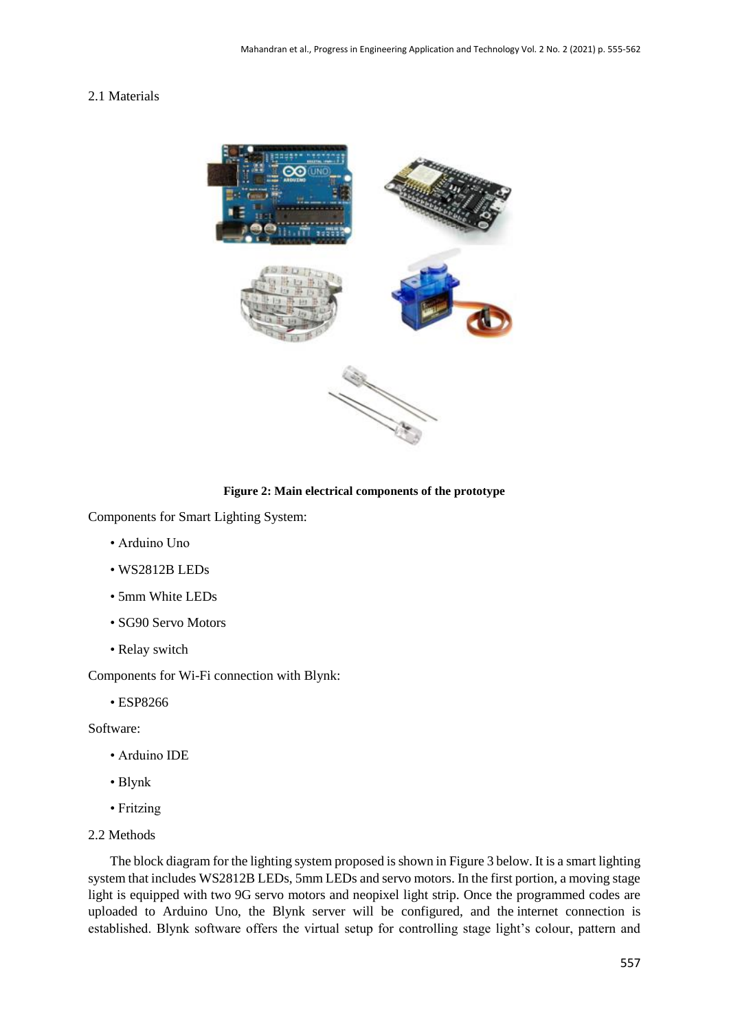### 2.1 Materials

**Figure 2: Main electrical components of the prototype**

Components for Smart Lighting System:

- Arduino Uno
- WS2812B LEDs
- 5mm White LEDs
- SG90 Servo Motors
- Relay switch

Components for Wi-Fi connection with Blynk:

- ESP8266

Software:

- Arduino IDE
- Blynk
- Fritzing

### 2.2 Methods

The block diagram for the lighting system proposed is shown in Figure 3 below. It is a smart lighting system that includes WS2812B LEDs, 5mm LEDs and servo motors. In the first portion, a moving stage light is equipped with two 9G servo motors and neopixel light strip. Once the programmed codes are uploaded to Arduino Uno, the Blynk server will be configured, and the internet connection is established. Blynk software offers the virtual setup for controlling stage light's colour, pattern and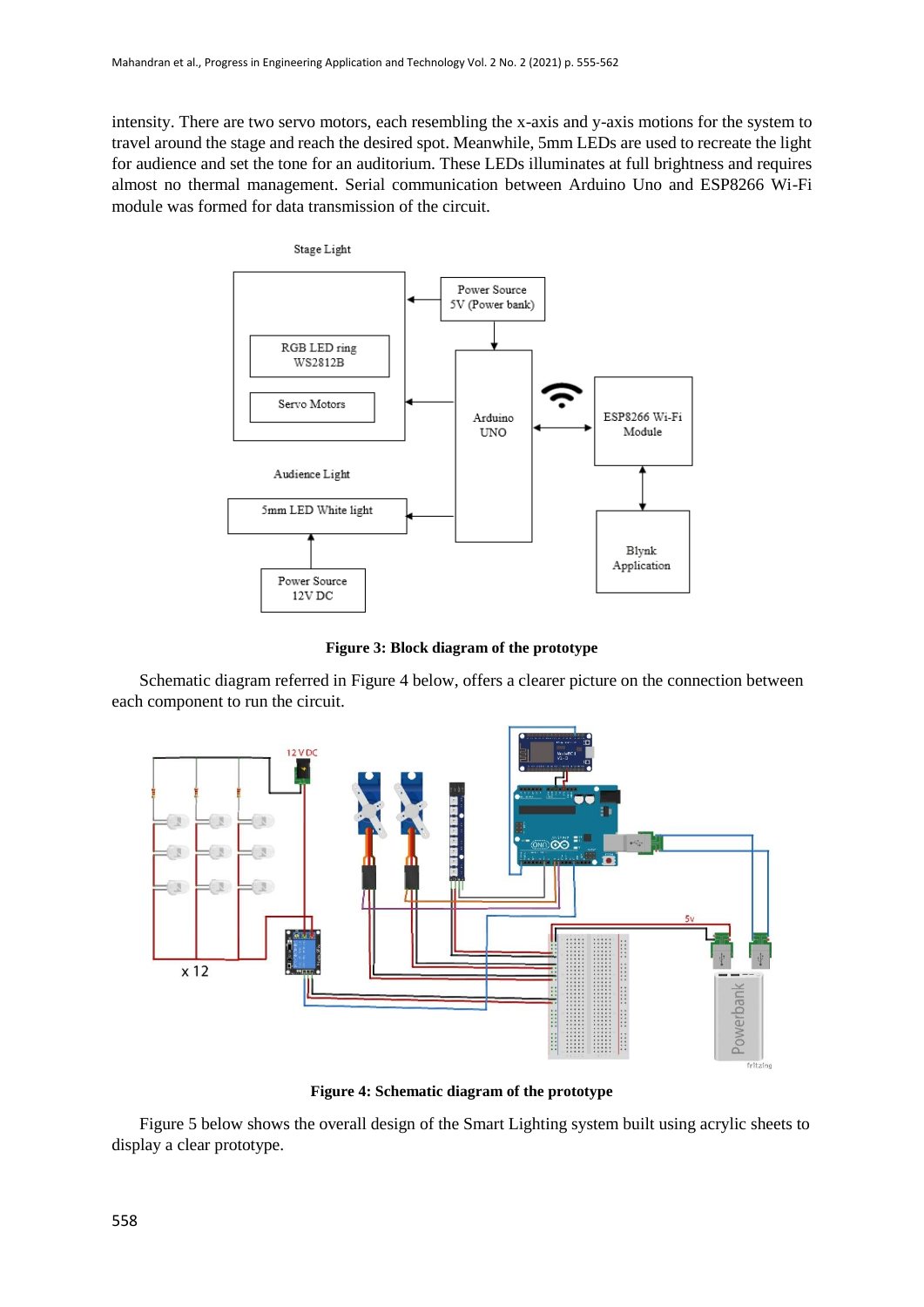intensity. There are two servo motors, each resembling the x-axis and y-axis motions for the system to travel around the stage and reach the desired spot. Meanwhile, 5mm LEDs are used to recreate the light for audience and set the tone for an auditorium. These LEDs illuminates at full brightness and requires almost no thermal management. Serial communication between Arduino Uno and ESP8266 Wi-Fi module was formed for data transmission of the circuit.

**Figure 3: Block diagram of the prototype**

Schematic diagram referred in Figure 4 below, offers a clearer picture on the connection between each component to run the circuit.

**Figure 4: Schematic diagram of the prototype**

Figure 5 below shows the overall design of the Smart Lighting system built using acrylic sheets to display a clear prototype.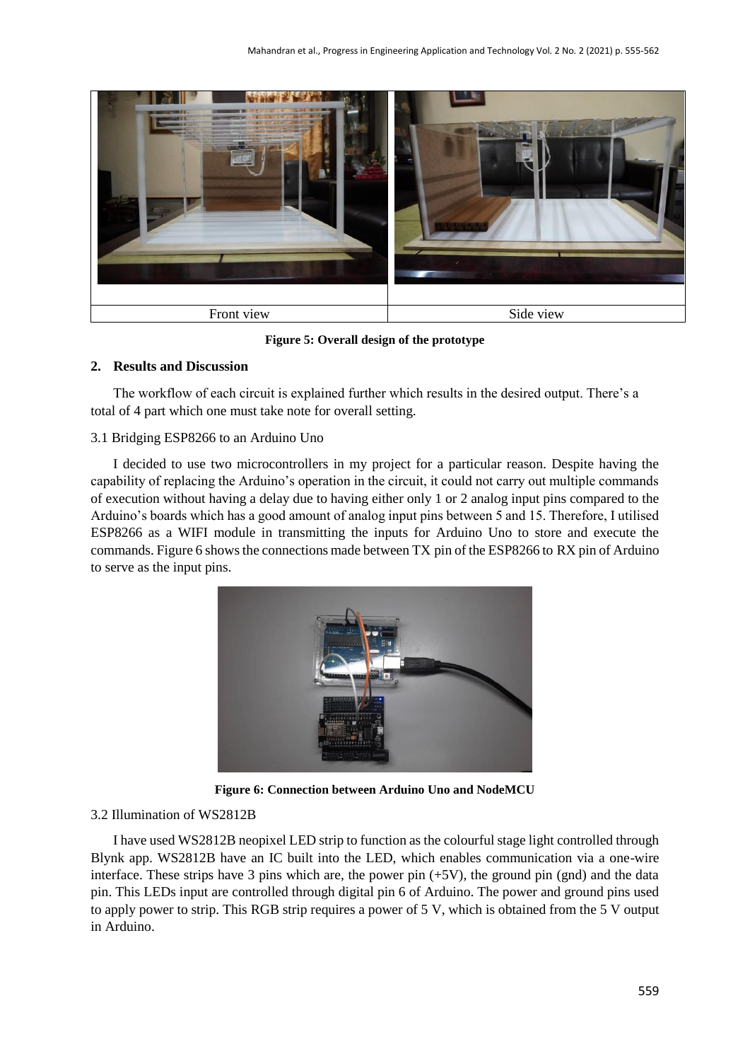| Front view | Side view |
|---|---|

**Figure 5: Overall design of the prototype**

## 2. Results and Discussion

The workflow of each circuit is explained further which results in the desired output. There's a total of 4 part which one must take note for overall setting.

### 3.1 Bridging ESP8266 to an Arduino Uno

I decided to use two microcontrollers in my project for a particular reason. Despite having the capability of replacing the Arduino's operation in the circuit, it could not carry out multiple commands of execution without having a delay due to having either only 1 or 2 analog input pins compared to the Arduino's boards which has a good amount of analog input pins between 5 and 15. Therefore, I utilised ESP8266 as a WIFI module in transmitting the inputs for Arduino Uno to store and execute the commands. Figure 6 shows the connections made between TX pin of the ESP8266 to RX pin of Arduino to serve as the input pins.

**Figure 6: Connection between Arduino Uno and NodeMCU**

### 3.2 Illumination of WS2812B

I have used WS2812B neopixel LED strip to function as the colourful stage light controlled through Blynk app. WS2812B have an IC built into the LED, which enables communication via a one-wire interface. These strips have 3 pins which are, the power pin (+5V), the ground pin (gnd) and the data pin. This LEDs input are controlled through digital pin 6 of Arduino. The power and ground pins used to apply power to strip. This RGB strip requires a power of 5 V, which is obtained from the 5 V output in Arduino.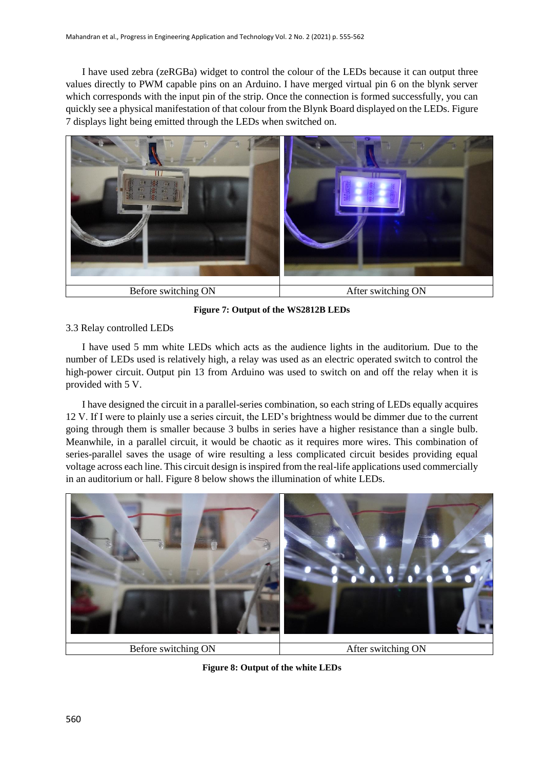I have used zebra (zeRGBa) widget to control the colour of the LEDs because it can output three values directly to PWM capable pins on an Arduino. I have merged virtual pin 6 on the blynk server which corresponds with the input pin of the strip. Once the connection is formed successfully, you can quickly see a physical manifestation of that colour from the Blynk Board displayed on the LEDs. Figure 7 displays light being emitted through the LEDs when switched on.

| Before switching ON | After switching ON |
|---|---|

**Figure 7: Output of the WS2812B LEDs**

3.3 Relay controlled LEDs

I have used 5 mm white LEDs which acts as the audience lights in the auditorium. Due to the number of LEDs used is relatively high, a relay was used as an electric operated switch to control the high-power circuit. Output pin 13 from Arduino was used to switch on and off the relay when it is provided with 5 V.

I have designed the circuit in a parallel-series combination, so each string of LEDs equally acquires 12 V. If I were to plainly use a series circuit, the LED's brightness would be dimmer due to the current going through them is smaller because 3 bulbs in series have a higher resistance than a single bulb. Meanwhile, in a parallel circuit, it would be chaotic as it requires more wires. This combination of series-parallel saves the usage of wire resulting a less complicated circuit besides providing equal voltage across each line. This circuit design is inspired from the real-life applications used commercially in an auditorium or hall. Figure 8 below shows the illumination of white LEDs.

| Before switching ON | After switching ON |
|---|---|

**Figure 8: Output of the white LEDs**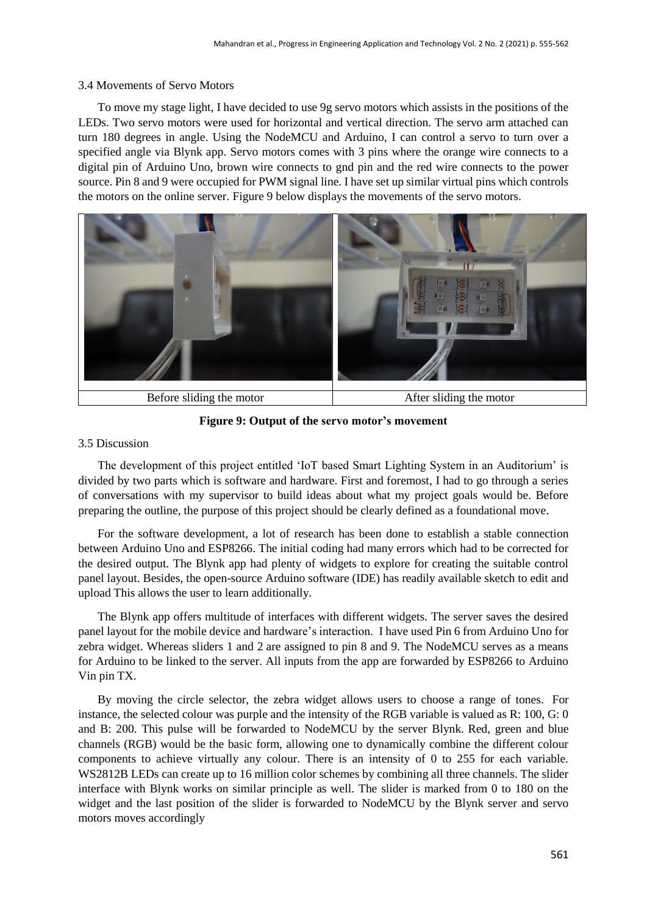### 3.4 Movements of Servo Motors

To move my stage light, I have decided to use 9g servo motors which assists in the positions of the LEDs. Two servo motors were used for horizontal and vertical direction. The servo arm attached can turn 180 degrees in angle. Using the NodeMCU and Arduino, I can control a servo to turn over a specified angle via Blynk app. Servo motors comes with 3 pins where the orange wire connects to a digital pin of Arduino Uno, brown wire connects to gnd pin and the red wire connects to the power source. Pin 8 and 9 were occupied for PWM signal line. I have set up similar virtual pins which controls the motors on the online server. Figure 9 below displays the movements of the servo motors.

| Before sliding the motor | After sliding the motor |
|---|---|

**Figure 9: Output of the servo motor's movement**

### 3.5 Discussion

The development of this project entitled 'IoT based Smart Lighting System in an Auditorium' is divided by two parts which is software and hardware. First and foremost, I had to go through a series of conversations with my supervisor to build ideas about what my project goals would be. Before preparing the outline, the purpose of this project should be clearly defined as a foundational move.

For the software development, a lot of research has been done to establish a stable connection between Arduino Uno and ESP8266. The initial coding had many errors which had to be corrected for the desired output. The Blynk app had plenty of widgets to explore for creating the suitable control panel layout. Besides, the open-source Arduino software (IDE) has readily available sketch to edit and upload This allows the user to learn additionally.

The Blynk app offers multitude of interfaces with different widgets. The server saves the desired panel layout for the mobile device and hardware's interaction. I have used Pin 6 from Arduino Uno for zebra widget. Whereas sliders 1 and 2 are assigned to pin 8 and 9. The NodeMCU serves as a means for Arduino to be linked to the server. All inputs from the app are forwarded by ESP8266 to Arduino Vin pin TX.

By moving the circle selector, the zebra widget allows users to choose a range of tones. For instance, the selected colour was purple and the intensity of the RGB variable is valued as R: 100, G: 0 and B: 200. This pulse will be forwarded to NodeMCU by the server Blynk. Red, green and blue channels (RGB) would be the basic form, allowing one to dynamically combine the different colour components to achieve virtually any colour. There is an intensity of 0 to 255 for each variable. WS2812B LEDs can create up to 16 million color schemes by combining all three channels. The slider interface with Blynk works on similar principle as well. The slider is marked from 0 to 180 on the widget and the last position of the slider is forwarded to NodeMCU by the Blynk server and servo motors moves accordingly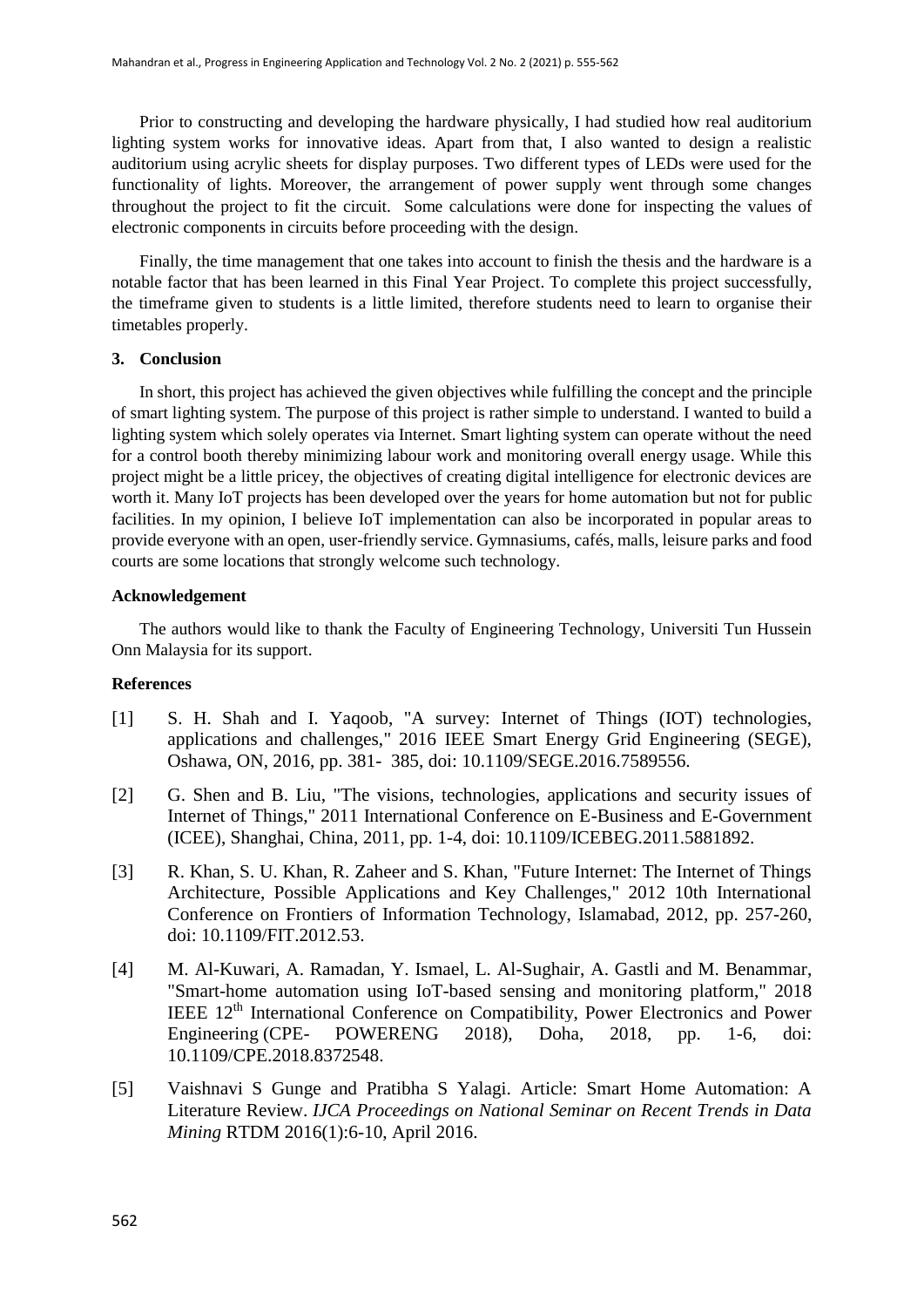Prior to constructing and developing the hardware physically, I had studied how real auditorium lighting system works for innovative ideas. Apart from that, I also wanted to design a realistic auditorium using acrylic sheets for display purposes. Two different types of LEDs were used for the functionality of lights. Moreover, the arrangement of power supply went through some changes throughout the project to fit the circuit. Some calculations were done for inspecting the values of electronic components in circuits before proceeding with the design.

Finally, the time management that one takes into account to finish the thesis and the hardware is a notable factor that has been learned in this Final Year Project. To complete this project successfully, the timeframe given to students is a little limited, therefore students need to learn to organise their timetables properly.

## 3. Conclusion

In short, this project has achieved the given objectives while fulfilling the concept and the principle of smart lighting system. The purpose of this project is rather simple to understand. I wanted to build a lighting system which solely operates via Internet. Smart lighting system can operate without the need for a control booth thereby minimizing labour work and monitoring overall energy usage. While this project might be a little pricey, the objectives of creating digital intelligence for electronic devices are worth it. Many IoT projects has been developed over the years for home automation but not for public facilities. In my opinion, I believe IoT implementation can also be incorporated in popular areas to provide everyone with an open, user-friendly service. Gymnasiums, cafés, malls, leisure parks and food courts are some locations that strongly welcome such technology.

## Acknowledgement

The authors would like to thank the Faculty of Engineering Technology, Universiti Tun Hussein Onn Malaysia for its support.

## References

[1] S. H. Shah and I. Yaqoob, "A survey: Internet of Things (IOT) technologies, applications and challenges," 2016 IEEE Smart Energy Grid Engineering (SEGE), Oshawa, ON, 2016, pp. 381- 385, doi: 10.1109/SEGE.2016.7589556.

[2] G. Shen and B. Liu, "The visions, technologies, applications and security issues of Internet of Things," 2011 International Conference on E-Business and E-Government (ICEE), Shanghai, China, 2011, pp. 1-4, doi: 10.1109/ICEBEG.2011.5881892.

[3] R. Khan, S. U. Khan, R. Zaheer and S. Khan, "Future Internet: The Internet of Things Architecture, Possible Applications and Key Challenges," 2012 10th International Conference on Frontiers of Information Technology, Islamabad, 2012, pp. 257-260, doi: 10.1109/FIT.2012.53.

[4] M. Al-Kuwari, A. Ramadan, Y. Ismael, L. Al-Sughair, A. Gastli and M. Benammar, "Smart-home automation using IoT-based sensing and monitoring platform," 2018 IEEE 12th International Conference on Compatibility, Power Electronics and Power Engineering (CPE- POWERENG 2018), Doha, 2018, pp. 1-6, doi: 10.1109/CPE.2018.8372548.

[5] Vaishnavi S Gunge and Pratibha S Yalagi. Article: Smart Home Automation: A Literature Review. *IJCA Proceedings on National Seminar on Recent Trends in Data Mining* RTDM 2016(1):6-10, April 2016.